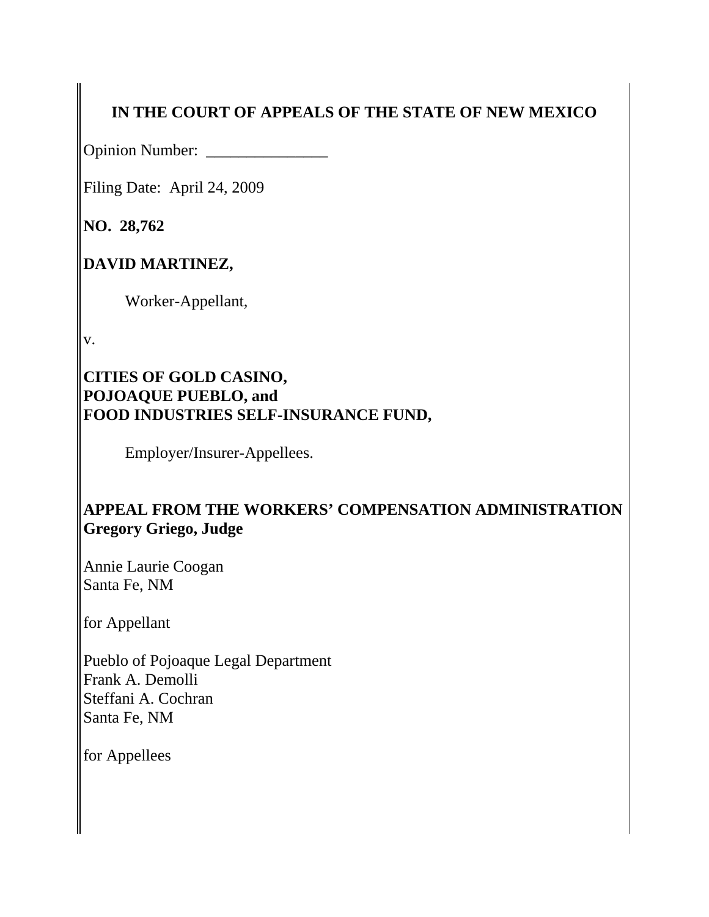**IN THE COURT OF APPEALS OF THE STATE OF NEW MEXICO**

Opinion Number: _______________

Filing Date: April 24, 2009

**NO. 28,762**

**DAVID MARTINEZ,**

Worker-Appellant,

v.

**CITIES OF GOLD CASINO,**
**POJOAQUE PUEBLO, and**
**FOOD INDUSTRIES SELF-INSURANCE FUND,**

Employer/Insurer-Appellees.

**APPEAL FROM THE WORKERS' COMPENSATION ADMINISTRATION**
**Gregory Griego, Judge**

Annie Laurie Coogan
Santa Fe, NM

for Appellant

Pueblo of Pojoaque Legal Department
Frank A. Demolli
Steffani A. Cochran
Santa Fe, NM

for Appellees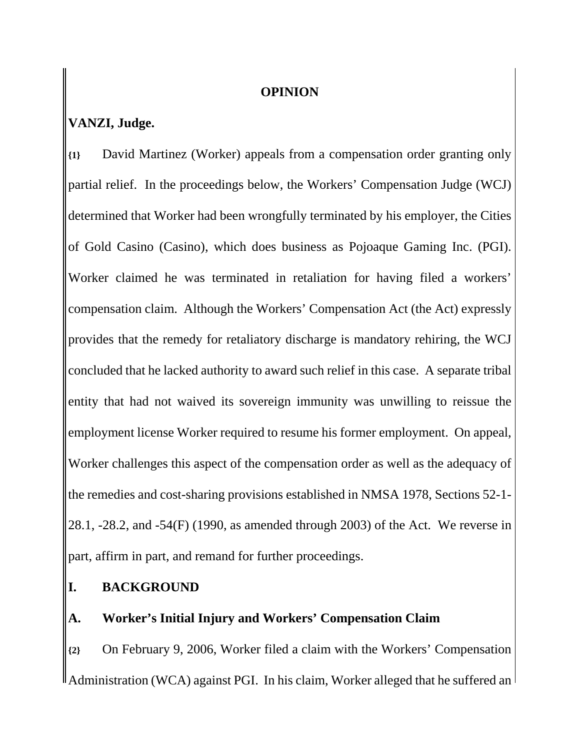**OPINION**

**VANZI, Judge.**

**{1}** David Martinez (Worker) appeals from a compensation order granting only partial relief. In the proceedings below, the Workers' Compensation Judge (WCJ) determined that Worker had been wrongfully terminated by his employer, the Cities of Gold Casino (Casino), which does business as Pojoaque Gaming Inc. (PGI). Worker claimed he was terminated in retaliation for having filed a workers' compensation claim. Although the Workers' Compensation Act (the Act) expressly provides that the remedy for retaliatory discharge is mandatory rehiring, the WCJ concluded that he lacked authority to award such relief in this case. A separate tribal entity that had not waived its sovereign immunity was unwilling to reissue the employment license Worker required to resume his former employment. On appeal, Worker challenges this aspect of the compensation order as well as the adequacy of the remedies and cost-sharing provisions established in NMSA 1978, Sections 52-1-28.1, -28.2, and -54(F) (1990, as amended through 2003) of the Act. We reverse in part, affirm in part, and remand for further proceedings.

## I. BACKGROUND

### A. Worker's Initial Injury and Workers' Compensation Claim

**{2}** On February 9, 2006, Worker filed a claim with the Workers' Compensation Administration (WCA) against PGI. In his claim, Worker alleged that he suffered an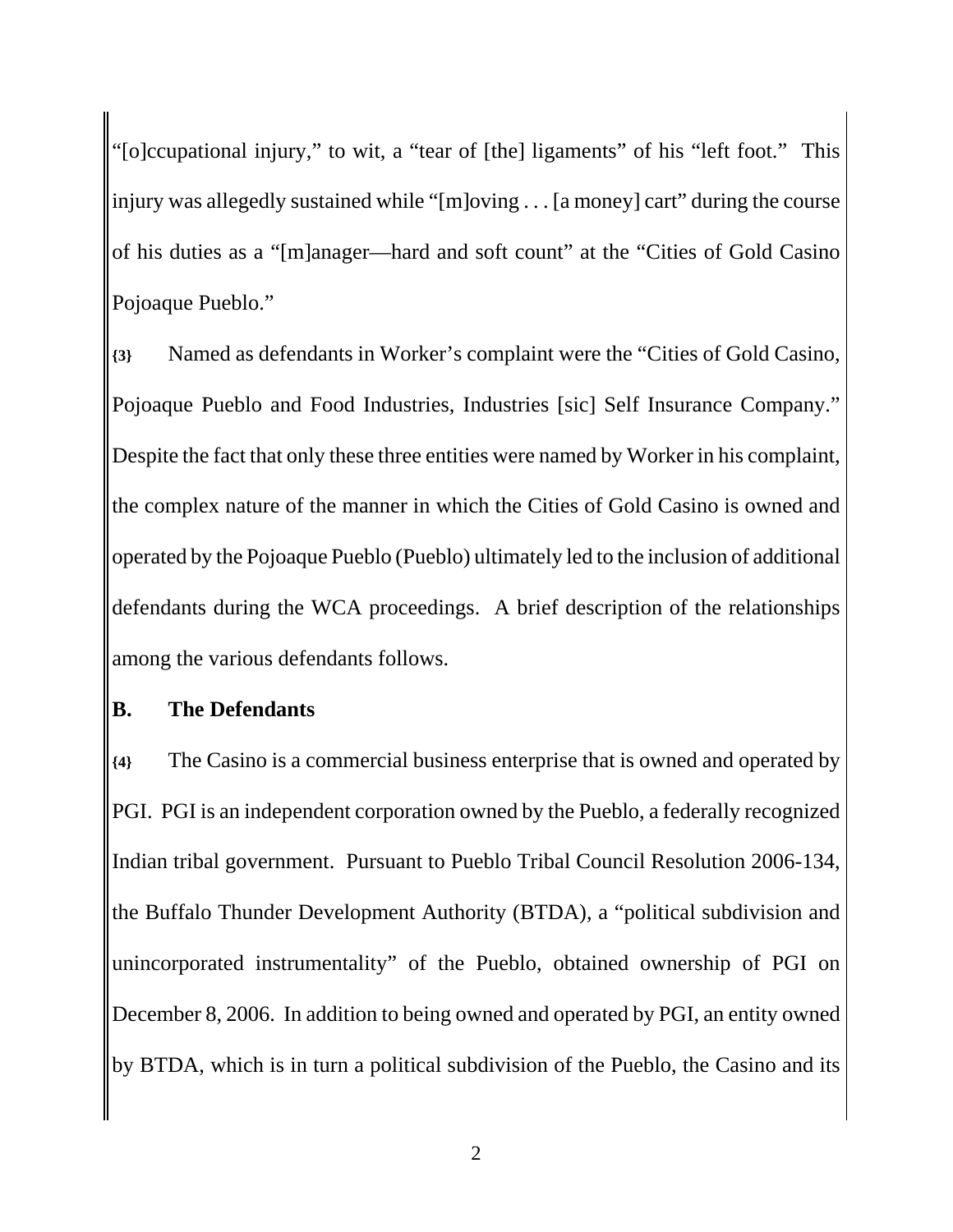"[o]ccupational injury," to wit, a "tear of [the] ligaments" of his "left foot." This injury was allegedly sustained while "[m]oving . . . [a money] cart" during the course of his duties as a "[m]anager—hard and soft count" at the "Cities of Gold Casino Pojoaque Pueblo."

**{3}** Named as defendants in Worker's complaint were the "Cities of Gold Casino, Pojoaque Pueblo and Food Industries, Industries [sic] Self Insurance Company." Despite the fact that only these three entities were named by Worker in his complaint, the complex nature of the manner in which the Cities of Gold Casino is owned and operated by the Pojoaque Pueblo (Pueblo) ultimately led to the inclusion of additional defendants during the WCA proceedings. A brief description of the relationships among the various defendants follows.

## B. The Defendants

**{4}** The Casino is a commercial business enterprise that is owned and operated by PGI. PGI is an independent corporation owned by the Pueblo, a federally recognized Indian tribal government. Pursuant to Pueblo Tribal Council Resolution 2006-134, the Buffalo Thunder Development Authority (BTDA), a "political subdivision and unincorporated instrumentality" of the Pueblo, obtained ownership of PGI on December 8, 2006. In addition to being owned and operated by PGI, an entity owned by BTDA, which is in turn a political subdivision of the Pueblo, the Casino and its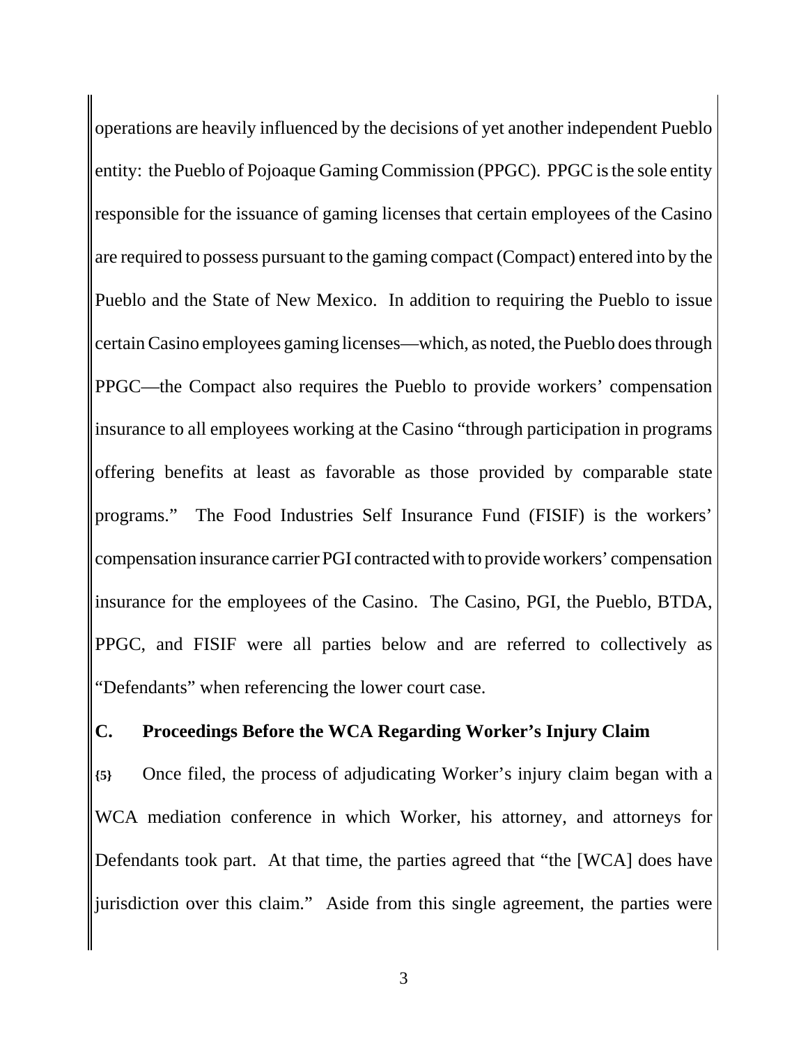operations are heavily influenced by the decisions of yet another independent Pueblo entity: the Pueblo of Pojoaque Gaming Commission (PPGC). PPGC is the sole entity responsible for the issuance of gaming licenses that certain employees of the Casino are required to possess pursuant to the gaming compact (Compact) entered into by the Pueblo and the State of New Mexico. In addition to requiring the Pueblo to issue certain Casino employees gaming licenses—which, as noted, the Pueblo does through PPGC—the Compact also requires the Pueblo to provide workers' compensation insurance to all employees working at the Casino "through participation in programs offering benefits at least as favorable as those provided by comparable state programs." The Food Industries Self Insurance Fund (FISIF) is the workers' compensation insurance carrier PGI contracted with to provide workers' compensation insurance for the employees of the Casino. The Casino, PGI, the Pueblo, BTDA, PPGC, and FISIF were all parties below and are referred to collectively as "Defendants" when referencing the lower court case.

### C. Proceedings Before the WCA Regarding Worker's Injury Claim

**{5}** Once filed, the process of adjudicating Worker's injury claim began with a WCA mediation conference in which Worker, his attorney, and attorneys for Defendants took part. At that time, the parties agreed that "the [WCA] does have jurisdiction over this claim." Aside from this single agreement, the parties were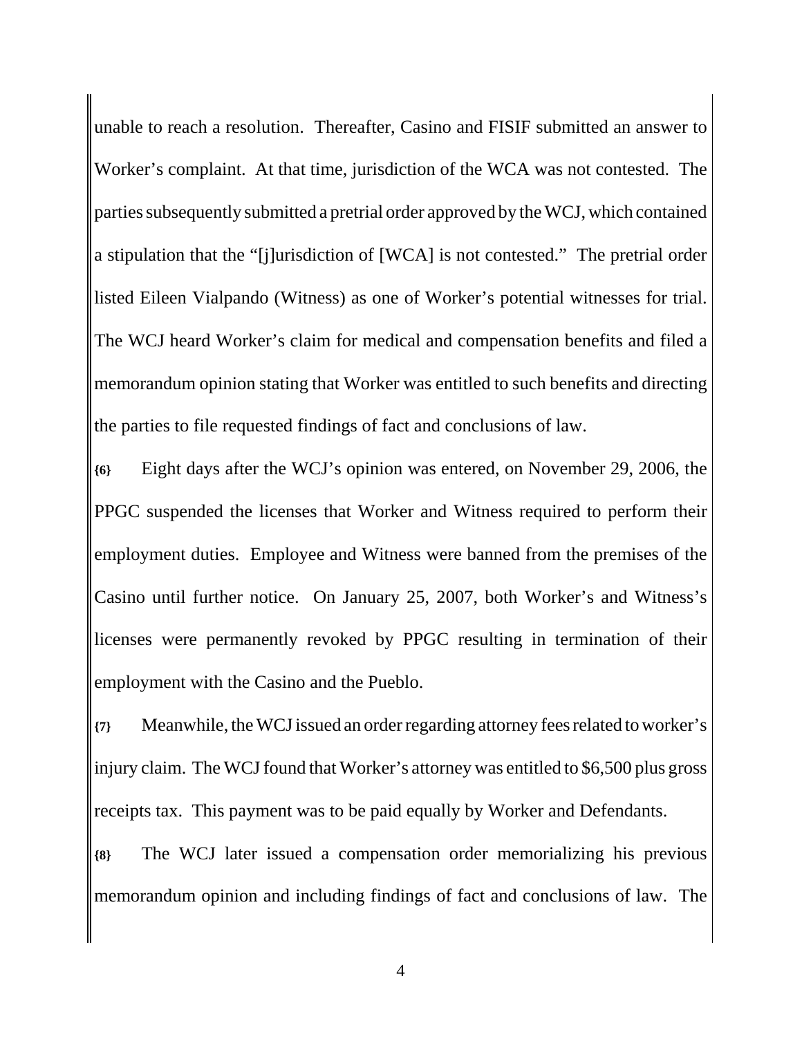unable to reach a resolution. Thereafter, Casino and FISIF submitted an answer to Worker's complaint. At that time, jurisdiction of the WCA was not contested. The parties subsequently submitted a pretrial order approved by the WCJ, which contained a stipulation that the "[j]urisdiction of [WCA] is not contested." The pretrial order listed Eileen Vialpando (Witness) as one of Worker's potential witnesses for trial. The WCJ heard Worker's claim for medical and compensation benefits and filed a memorandum opinion stating that Worker was entitled to such benefits and directing the parties to file requested findings of fact and conclusions of law.

**{6}** Eight days after the WCJ's opinion was entered, on November 29, 2006, the PPGC suspended the licenses that Worker and Witness required to perform their employment duties. Employee and Witness were banned from the premises of the Casino until further notice. On January 25, 2007, both Worker's and Witness's licenses were permanently revoked by PPGC resulting in termination of their employment with the Casino and the Pueblo.

**{7}** Meanwhile, the WCJ issued an order regarding attorney fees related to worker's injury claim. The WCJ found that Worker's attorney was entitled to $6,500 plus gross receipts tax. This payment was to be paid equally by Worker and Defendants.

**{8}** The WCJ later issued a compensation order memorializing his previous memorandum opinion and including findings of fact and conclusions of law. The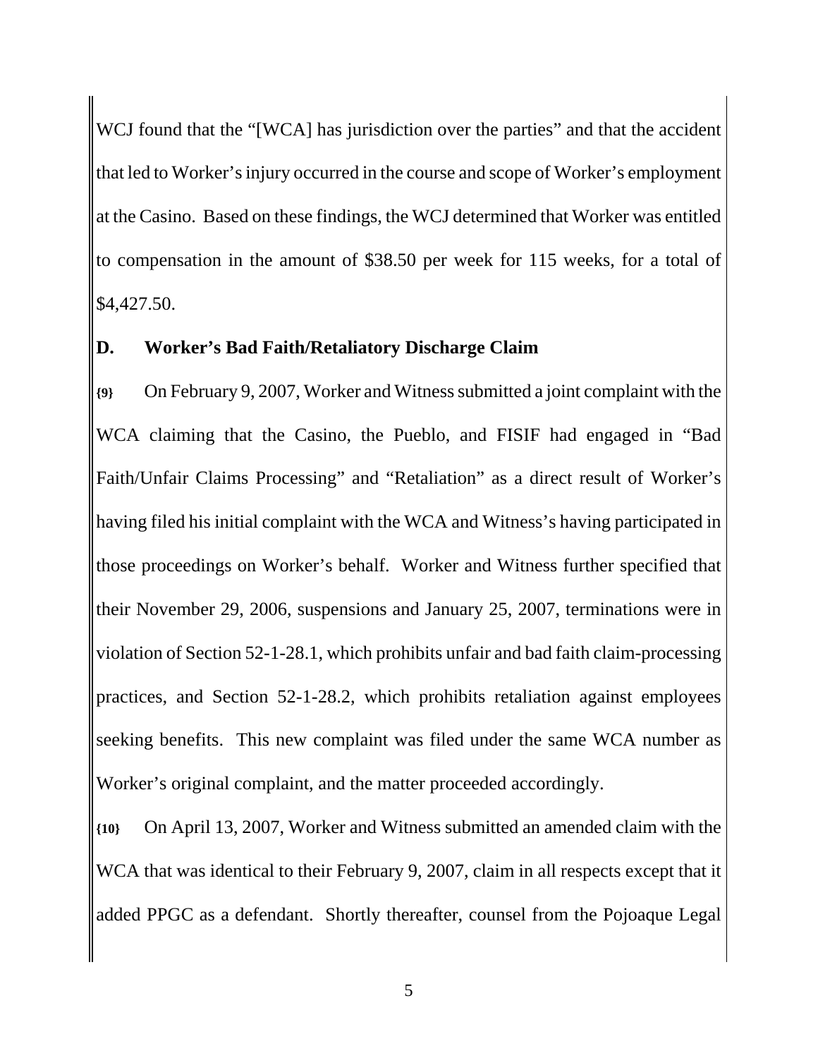WCJ found that the "[WCA] has jurisdiction over the parties" and that the accident that led to Worker's injury occurred in the course and scope of Worker's employment at the Casino. Based on these findings, the WCJ determined that Worker was entitled to compensation in the amount of $38.50 per week for 115 weeks, for a total of $4,427.50.

## D. Worker's Bad Faith/Retaliatory Discharge Claim

**{9}** On February 9, 2007, Worker and Witness submitted a joint complaint with the WCA claiming that the Casino, the Pueblo, and FISIF had engaged in "Bad Faith/Unfair Claims Processing" and "Retaliation" as a direct result of Worker's having filed his initial complaint with the WCA and Witness's having participated in those proceedings on Worker's behalf. Worker and Witness further specified that their November 29, 2006, suspensions and January 25, 2007, terminations were in violation of Section 52-1-28.1, which prohibits unfair and bad faith claim-processing practices, and Section 52-1-28.2, which prohibits retaliation against employees seeking benefits. This new complaint was filed under the same WCA number as Worker's original complaint, and the matter proceeded accordingly.

**{10}** On April 13, 2007, Worker and Witness submitted an amended claim with the WCA that was identical to their February 9, 2007, claim in all respects except that it added PPGC as a defendant. Shortly thereafter, counsel from the Pojoaque Legal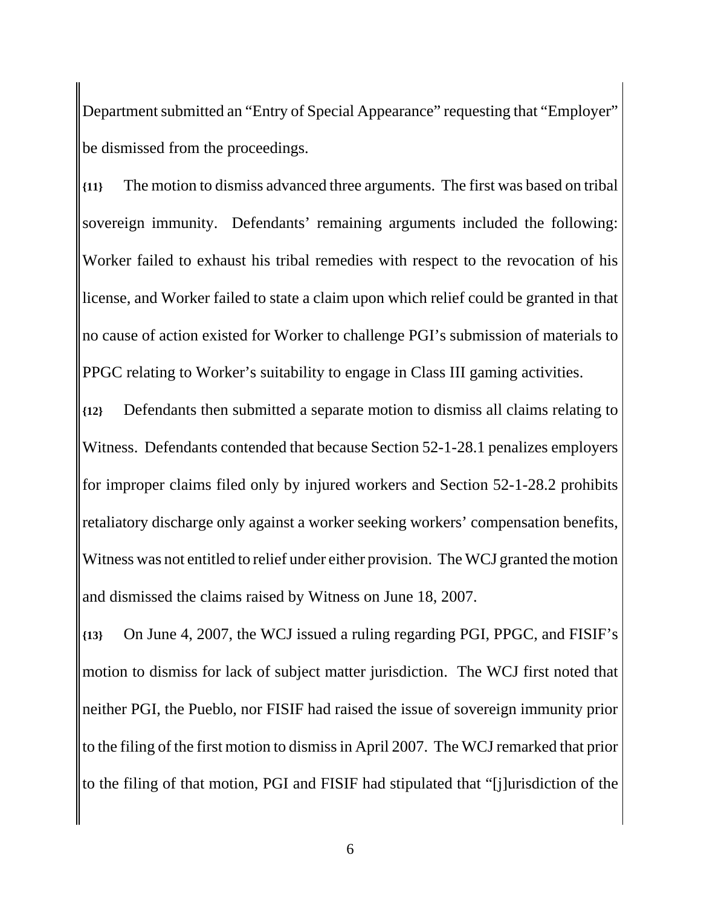Department submitted an "Entry of Special Appearance" requesting that "Employer" be dismissed from the proceedings.

**{11}** The motion to dismiss advanced three arguments. The first was based on tribal sovereign immunity. Defendants' remaining arguments included the following: Worker failed to exhaust his tribal remedies with respect to the revocation of his license, and Worker failed to state a claim upon which relief could be granted in that no cause of action existed for Worker to challenge PGI's submission of materials to PPGC relating to Worker's suitability to engage in Class III gaming activities.

**{12}** Defendants then submitted a separate motion to dismiss all claims relating to Witness. Defendants contended that because Section 52-1-28.1 penalizes employers for improper claims filed only by injured workers and Section 52-1-28.2 prohibits retaliatory discharge only against a worker seeking workers' compensation benefits, Witness was not entitled to relief under either provision. The WCJ granted the motion and dismissed the claims raised by Witness on June 18, 2007.

**{13}** On June 4, 2007, the WCJ issued a ruling regarding PGI, PPGC, and FISIF's motion to dismiss for lack of subject matter jurisdiction. The WCJ first noted that neither PGI, the Pueblo, nor FISIF had raised the issue of sovereign immunity prior to the filing of the first motion to dismiss in April 2007. The WCJ remarked that prior to the filing of that motion, PGI and FISIF had stipulated that "[j]urisdiction of the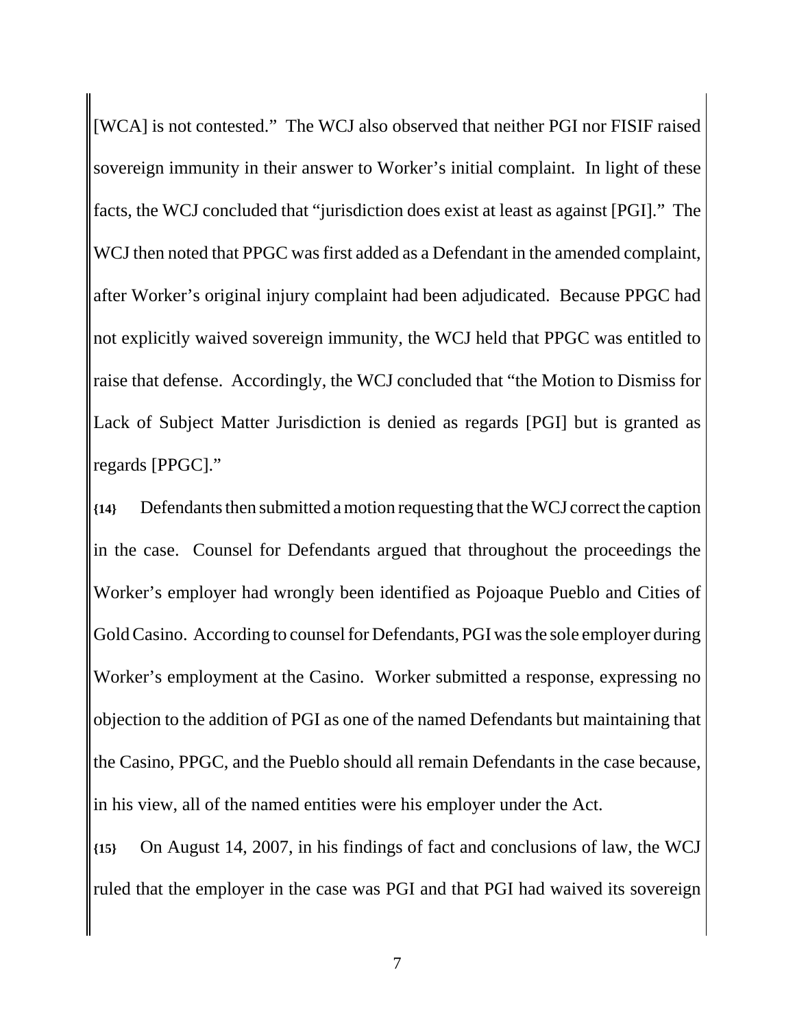[WCA] is not contested." The WCJ also observed that neither PGI nor FISIF raised sovereign immunity in their answer to Worker's initial complaint. In light of these facts, the WCJ concluded that "jurisdiction does exist at least as against [PGI]." The WCJ then noted that PPGC was first added as a Defendant in the amended complaint, after Worker's original injury complaint had been adjudicated. Because PPGC had not explicitly waived sovereign immunity, the WCJ held that PPGC was entitled to raise that defense. Accordingly, the WCJ concluded that "the Motion to Dismiss for Lack of Subject Matter Jurisdiction is denied as regards [PGI] but is granted as regards [PPGC]."

**{14}** Defendants then submitted a motion requesting that the WCJ correct the caption in the case. Counsel for Defendants argued that throughout the proceedings the Worker's employer had wrongly been identified as Pojoaque Pueblo and Cities of Gold Casino. According to counsel for Defendants, PGI was the sole employer during Worker's employment at the Casino. Worker submitted a response, expressing no objection to the addition of PGI as one of the named Defendants but maintaining that the Casino, PPGC, and the Pueblo should all remain Defendants in the case because, in his view, all of the named entities were his employer under the Act.

**{15}** On August 14, 2007, in his findings of fact and conclusions of law, the WCJ ruled that the employer in the case was PGI and that PGI had waived its sovereign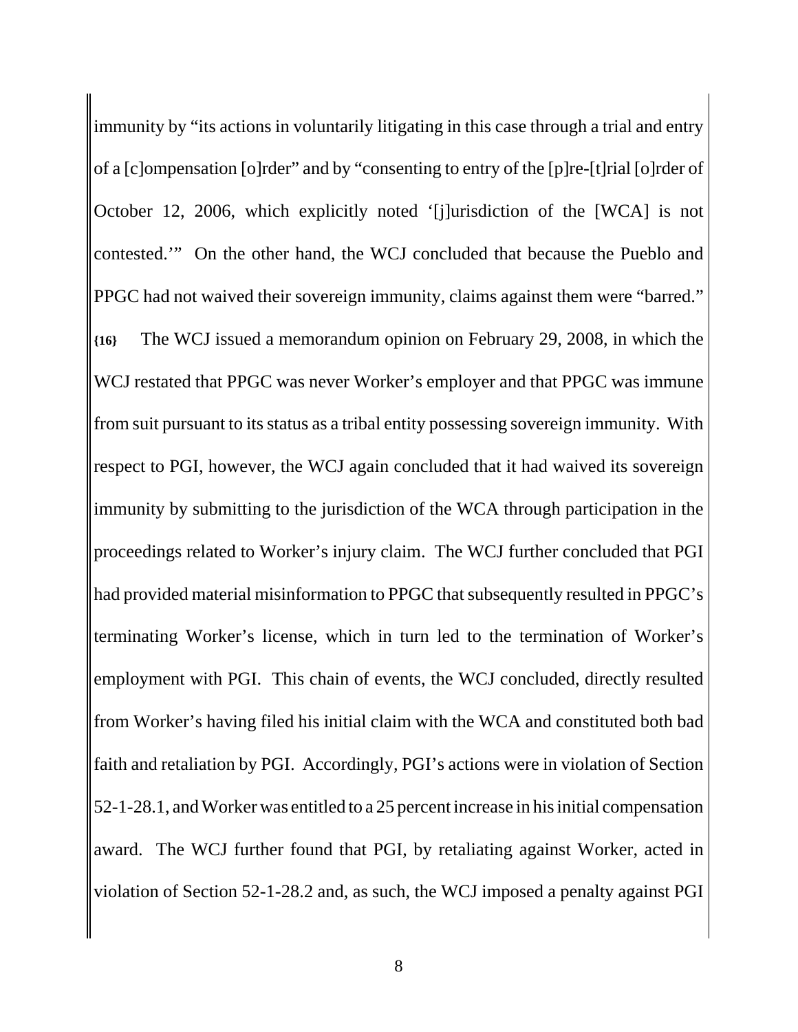immunity by "its actions in voluntarily litigating in this case through a trial and entry of a [c]ompensation [o]rder" and by "consenting to entry of the [p]re-[t]rial [o]rder of October 12, 2006, which explicitly noted '[j]urisdiction of the [WCA] is not contested.'" On the other hand, the WCJ concluded that because the Pueblo and PPGC had not waived their sovereign immunity, claims against them were "barred."

**{16}** The WCJ issued a memorandum opinion on February 29, 2008, in which the WCJ restated that PPGC was never Worker's employer and that PPGC was immune from suit pursuant to its status as a tribal entity possessing sovereign immunity. With respect to PGI, however, the WCJ again concluded that it had waived its sovereign immunity by submitting to the jurisdiction of the WCA through participation in the proceedings related to Worker's injury claim. The WCJ further concluded that PGI had provided material misinformation to PPGC that subsequently resulted in PPGC's terminating Worker's license, which in turn led to the termination of Worker's employment with PGI. This chain of events, the WCJ concluded, directly resulted from Worker's having filed his initial claim with the WCA and constituted both bad faith and retaliation by PGI. Accordingly, PGI's actions were in violation of Section 52-1-28.1, and Worker was entitled to a 25 percent increase in his initial compensation award. The WCJ further found that PGI, by retaliating against Worker, acted in violation of Section 52-1-28.2 and, as such, the WCJ imposed a penalty against PGI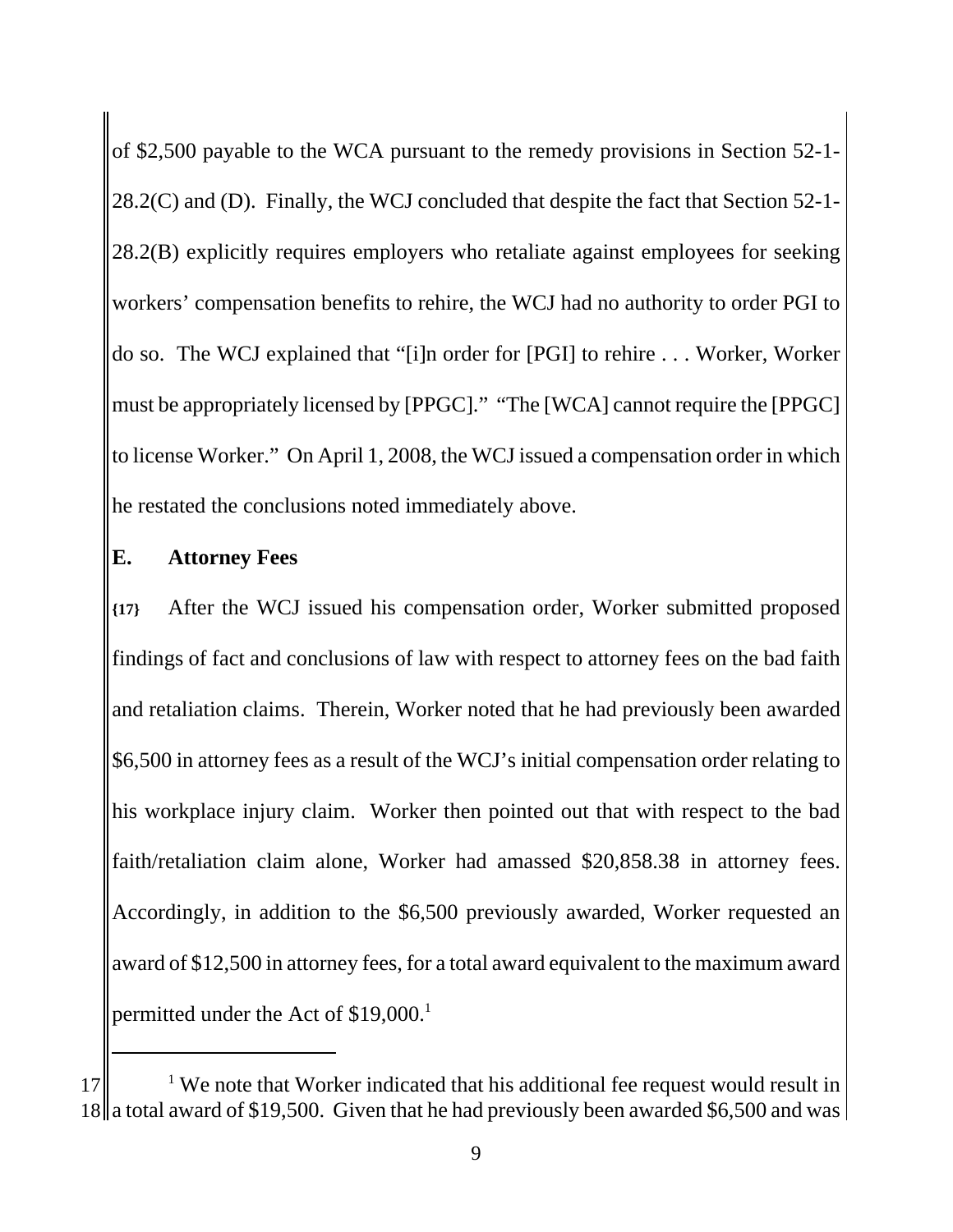of $2,500 payable to the WCA pursuant to the remedy provisions in Section 52-1-28.2(C) and (D). Finally, the WCJ concluded that despite the fact that Section 52-1-28.2(B) explicitly requires employers who retaliate against employees for seeking workers' compensation benefits to rehire, the WCJ had no authority to order PGI to do so. The WCJ explained that "[i]n order for [PGI] to rehire . . . Worker, Worker must be appropriately licensed by [PPGC]." "The [WCA] cannot require the [PPGC] to license Worker." On April 1, 2008, the WCJ issued a compensation order in which he restated the conclusions noted immediately above.

## E. Attorney Fees

**{17}** After the WCJ issued his compensation order, Worker submitted proposed findings of fact and conclusions of law with respect to attorney fees on the bad faith and retaliation claims. Therein, Worker noted that he had previously been awarded $6,500 in attorney fees as a result of the WCJ's initial compensation order relating to his workplace injury claim. Worker then pointed out that with respect to the bad faith/retaliation claim alone, Worker had amassed $20,858.38 in attorney fees. Accordingly, in addition to the $6,500 previously awarded, Worker requested an award of $12,500 in attorney fees, for a total award equivalent to the maximum award permitted under the Act of $19,000.[1]

---

[1] We note that Worker indicated that his additional fee request would result in a total award of $19,500. Given that he had previously been awarded $6,500 and was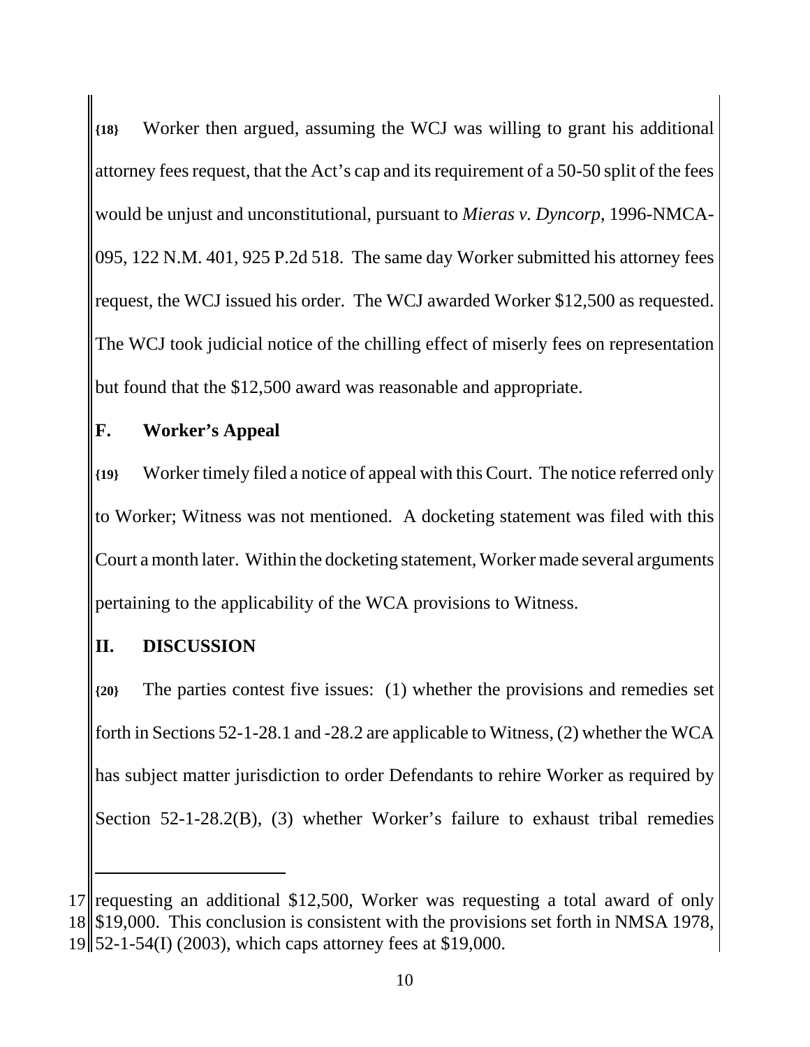**{18}** Worker then argued, assuming the WCJ was willing to grant his additional attorney fees request, that the Act's cap and its requirement of a 50-50 split of the fees would be unjust and unconstitutional, pursuant to *Mieras v. Dyncorp*, 1996-NMCA-095, 122 N.M. 401, 925 P.2d 518. The same day Worker submitted his attorney fees request, the WCJ issued his order. The WCJ awarded Worker $12,500 as requested. The WCJ took judicial notice of the chilling effect of miserly fees on representation but found that the $12,500 award was reasonable and appropriate.

### F. Worker's Appeal

**{19}** Worker timely filed a notice of appeal with this Court. The notice referred only to Worker; Witness was not mentioned. A docketing statement was filed with this Court a month later. Within the docketing statement, Worker made several arguments pertaining to the applicability of the WCA provisions to Witness.

## II. DISCUSSION

**{20}** The parties contest five issues: (1) whether the provisions and remedies set forth in Sections 52-1-28.1 and -28.2 are applicable to Witness, (2) whether the WCA has subject matter jurisdiction to order Defendants to rehire Worker as required by Section 52-1-28.2(B), (3) whether Worker's failure to exhaust tribal remedies

---

requesting an additional $12,500, Worker was requesting a total award of only $19,000. This conclusion is consistent with the provisions set forth in NMSA 1978, 52-1-54(I) (2003), which caps attorney fees at $19,000.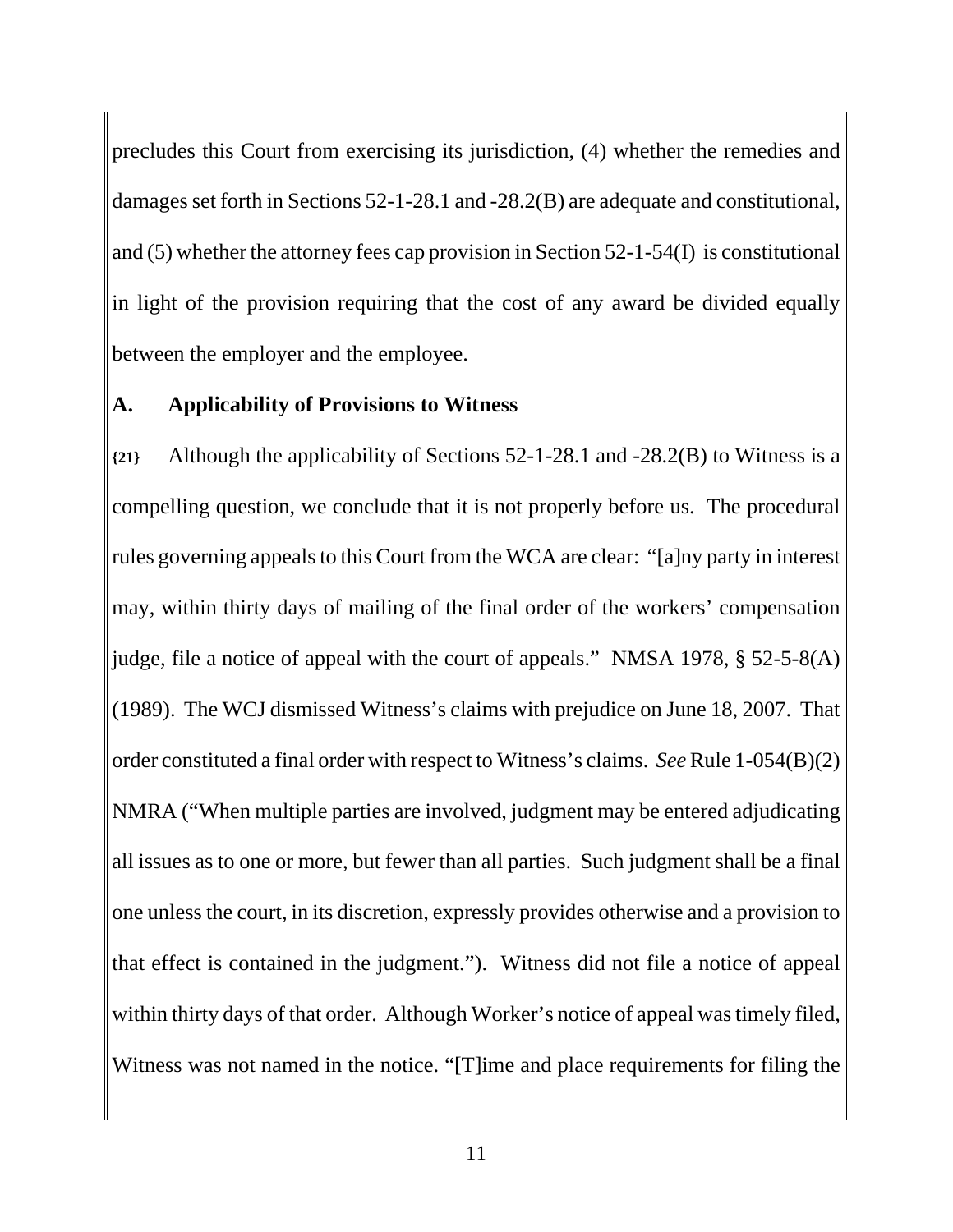precludes this Court from exercising its jurisdiction, (4) whether the remedies and damages set forth in Sections 52-1-28.1 and -28.2(B) are adequate and constitutional, and (5) whether the attorney fees cap provision in Section 52-1-54(I) is constitutional in light of the provision requiring that the cost of any award be divided equally between the employer and the employee.

## A. Applicability of Provisions to Witness

**{21}** Although the applicability of Sections 52-1-28.1 and -28.2(B) to Witness is a compelling question, we conclude that it is not properly before us. The procedural rules governing appeals to this Court from the WCA are clear: "[a]ny party in interest may, within thirty days of mailing of the final order of the workers' compensation judge, file a notice of appeal with the court of appeals." NMSA 1978, § 52-5-8(A) (1989). The WCJ dismissed Witness's claims with prejudice on June 18, 2007. That order constituted a final order with respect to Witness's claims. *See* Rule 1-054(B)(2) NMRA ("When multiple parties are involved, judgment may be entered adjudicating all issues as to one or more, but fewer than all parties. Such judgment shall be a final one unless the court, in its discretion, expressly provides otherwise and a provision to that effect is contained in the judgment."). Witness did not file a notice of appeal within thirty days of that order. Although Worker's notice of appeal was timely filed, Witness was not named in the notice. "[T]ime and place requirements for filing the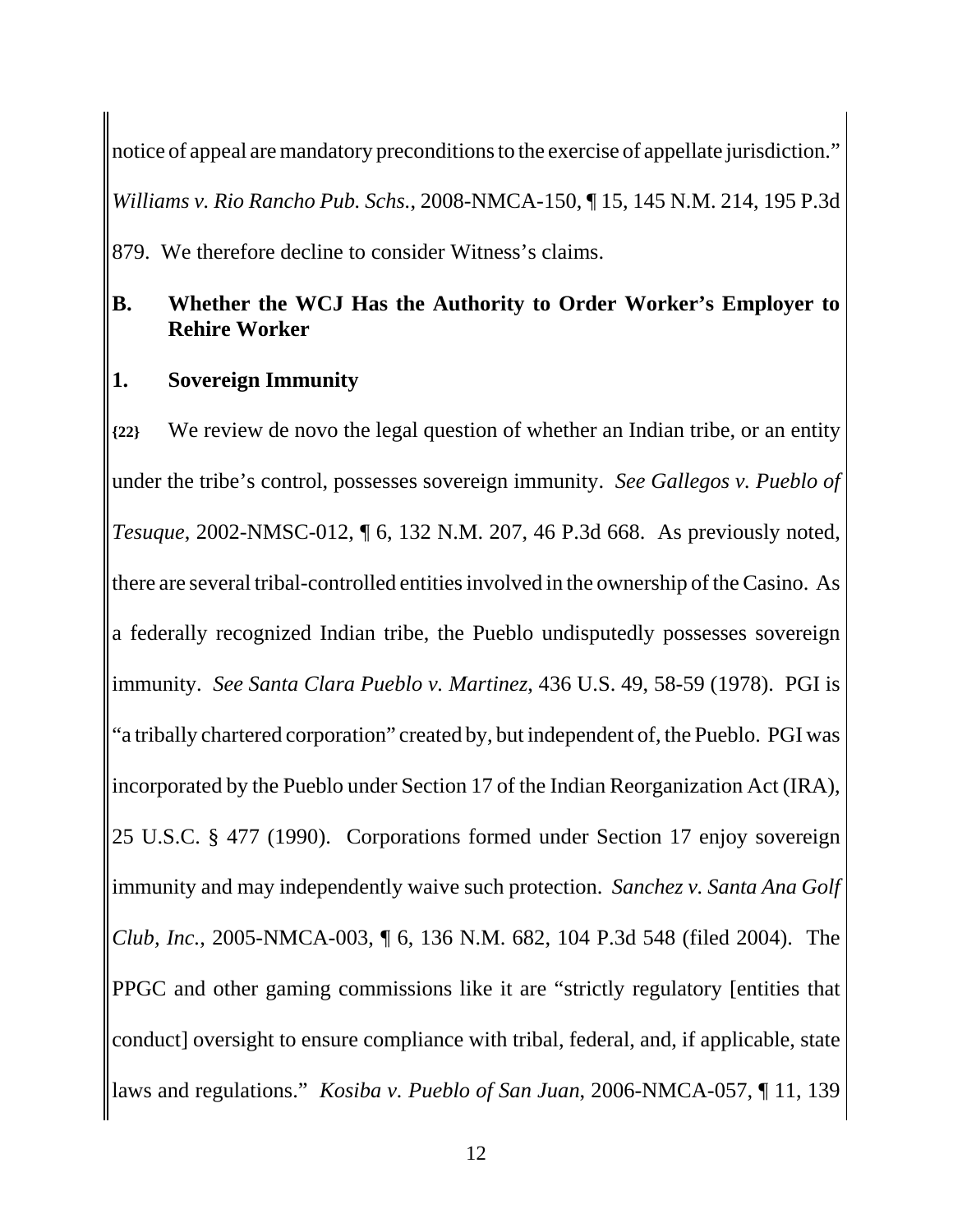notice of appeal are mandatory preconditions to the exercise of appellate jurisdiction." *Williams v. Rio Rancho Pub. Schs.*, 2008-NMCA-150, ¶ 15, 145 N.M. 214, 195 P.3d 879. We therefore decline to consider Witness's claims.

## B. Whether the WCJ Has the Authority to Order Worker's Employer to Rehire Worker

### 1. Sovereign Immunity

**{22}** We review de novo the legal question of whether an Indian tribe, or an entity under the tribe's control, possesses sovereign immunity. *See Gallegos v. Pueblo of Tesuque*, 2002-NMSC-012, ¶ 6, 132 N.M. 207, 46 P.3d 668. As previously noted, there are several tribal-controlled entities involved in the ownership of the Casino. As a federally recognized Indian tribe, the Pueblo undisputedly possesses sovereign immunity. *See Santa Clara Pueblo v. Martinez*, 436 U.S. 49, 58-59 (1978). PGI is "a tribally chartered corporation" created by, but independent of, the Pueblo. PGI was incorporated by the Pueblo under Section 17 of the Indian Reorganization Act (IRA), 25 U.S.C. § 477 (1990). Corporations formed under Section 17 enjoy sovereign immunity and may independently waive such protection. *Sanchez v. Santa Ana Golf Club, Inc.*, 2005-NMCA-003, ¶ 6, 136 N.M. 682, 104 P.3d 548 (filed 2004). The PPGC and other gaming commissions like it are "strictly regulatory [entities that conduct] oversight to ensure compliance with tribal, federal, and, if applicable, state laws and regulations." *Kosiba v. Pueblo of San Juan*, 2006-NMCA-057, ¶ 11, 139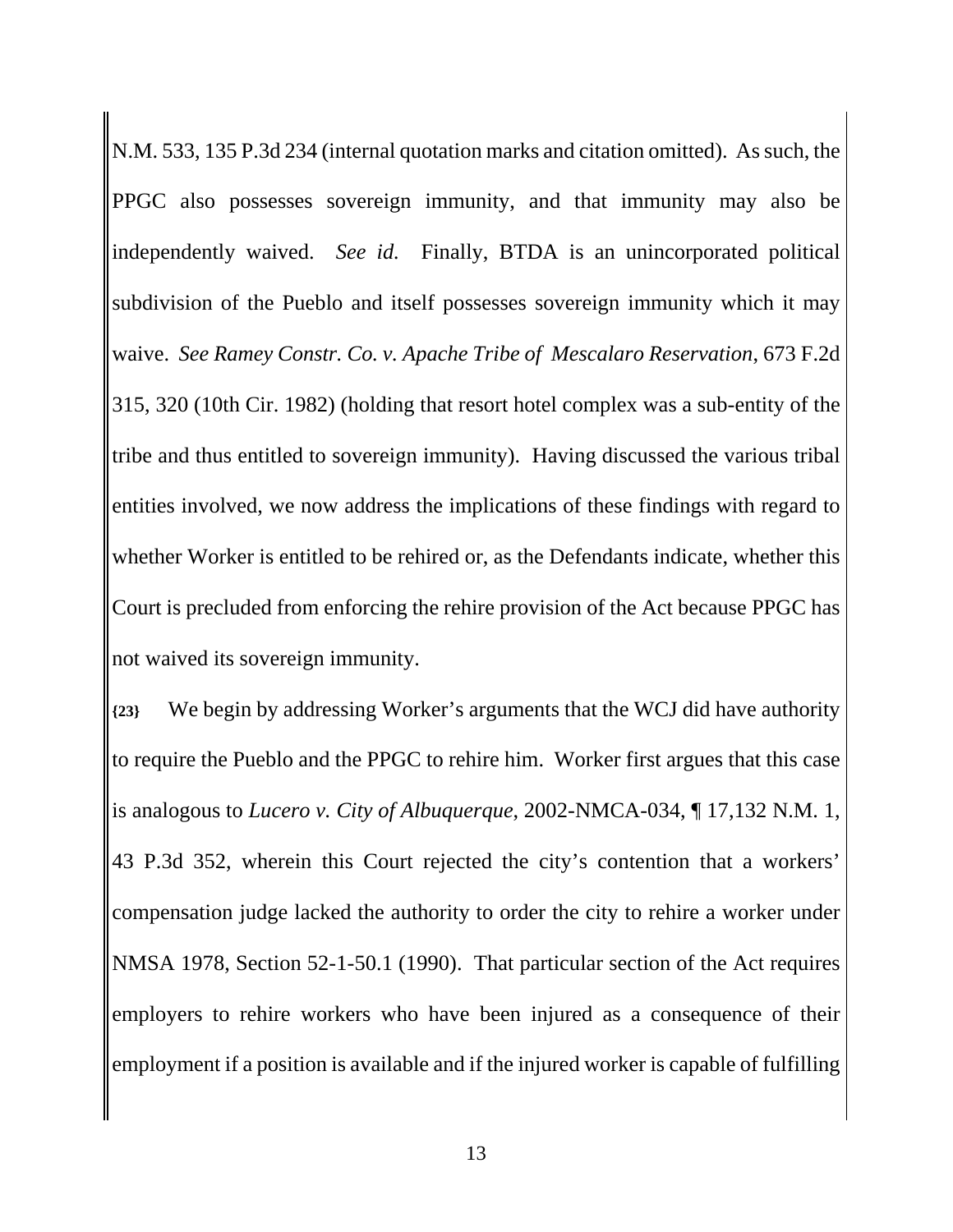N.M. 533, 135 P.3d 234 (internal quotation marks and citation omitted). As such, the PPGC also possesses sovereign immunity, and that immunity may also be independently waived. *See id.* Finally, BTDA is an unincorporated political subdivision of the Pueblo and itself possesses sovereign immunity which it may waive. *See Ramey Constr. Co. v. Apache Tribe of Mescalaro Reservation*, 673 F.2d 315, 320 (10th Cir. 1982) (holding that resort hotel complex was a sub-entity of the tribe and thus entitled to sovereign immunity). Having discussed the various tribal entities involved, we now address the implications of these findings with regard to whether Worker is entitled to be rehired or, as the Defendants indicate, whether this Court is precluded from enforcing the rehire provision of the Act because PPGC has not waived its sovereign immunity.

**{23}** We begin by addressing Worker's arguments that the WCJ did have authority to require the Pueblo and the PPGC to rehire him. Worker first argues that this case is analogous to *Lucero v. City of Albuquerque*, 2002-NMCA-034, ¶ 17,132 N.M. 1, 43 P.3d 352, wherein this Court rejected the city's contention that a workers' compensation judge lacked the authority to order the city to rehire a worker under NMSA 1978, Section 52-1-50.1 (1990). That particular section of the Act requires employers to rehire workers who have been injured as a consequence of their employment if a position is available and if the injured worker is capable of fulfilling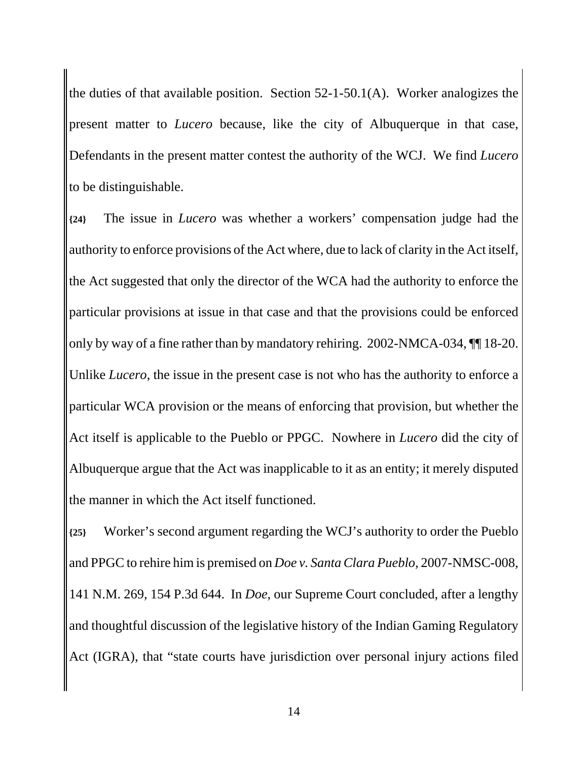the duties of that available position. Section 52-1-50.1(A). Worker analogizes the present matter to *Lucero* because, like the city of Albuquerque in that case, Defendants in the present matter contest the authority of the WCJ. We find *Lucero* to be distinguishable.

**{24}** The issue in *Lucero* was whether a workers' compensation judge had the authority to enforce provisions of the Act where, due to lack of clarity in the Act itself, the Act suggested that only the director of the WCA had the authority to enforce the particular provisions at issue in that case and that the provisions could be enforced only by way of a fine rather than by mandatory rehiring. 2002-NMCA-034, ¶¶ 18-20. Unlike *Lucero*, the issue in the present case is not who has the authority to enforce a particular WCA provision or the means of enforcing that provision, but whether the Act itself is applicable to the Pueblo or PPGC. Nowhere in *Lucero* did the city of Albuquerque argue that the Act was inapplicable to it as an entity; it merely disputed the manner in which the Act itself functioned.

**{25}** Worker's second argument regarding the WCJ's authority to order the Pueblo and PPGC to rehire him is premised on *Doe v. Santa Clara Pueblo*, 2007-NMSC-008, 141 N.M. 269, 154 P.3d 644. In *Doe*, our Supreme Court concluded, after a lengthy and thoughtful discussion of the legislative history of the Indian Gaming Regulatory Act (IGRA), that "state courts have jurisdiction over personal injury actions filed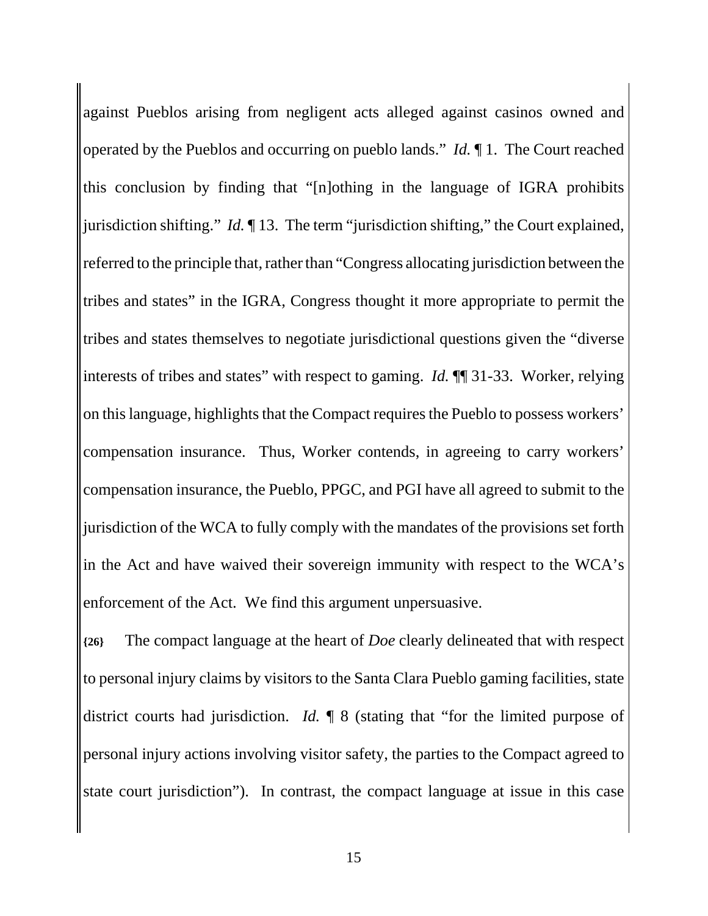against Pueblos arising from negligent acts alleged against casinos owned and operated by the Pueblos and occurring on pueblo lands." *Id.* ¶ 1. The Court reached this conclusion by finding that "[n]othing in the language of IGRA prohibits jurisdiction shifting." *Id.* ¶ 13. The term "jurisdiction shifting," the Court explained, referred to the principle that, rather than "Congress allocating jurisdiction between the tribes and states" in the IGRA, Congress thought it more appropriate to permit the tribes and states themselves to negotiate jurisdictional questions given the "diverse interests of tribes and states" with respect to gaming. *Id.* ¶¶ 31-33. Worker, relying on this language, highlights that the Compact requires the Pueblo to possess workers' compensation insurance. Thus, Worker contends, in agreeing to carry workers' compensation insurance, the Pueblo, PPGC, and PGI have all agreed to submit to the jurisdiction of the WCA to fully comply with the mandates of the provisions set forth in the Act and have waived their sovereign immunity with respect to the WCA's enforcement of the Act. We find this argument unpersuasive.

**{26}** The compact language at the heart of *Doe* clearly delineated that with respect to personal injury claims by visitors to the Santa Clara Pueblo gaming facilities, state district courts had jurisdiction. *Id.* ¶ 8 (stating that "for the limited purpose of personal injury actions involving visitor safety, the parties to the Compact agreed to state court jurisdiction"). In contrast, the compact language at issue in this case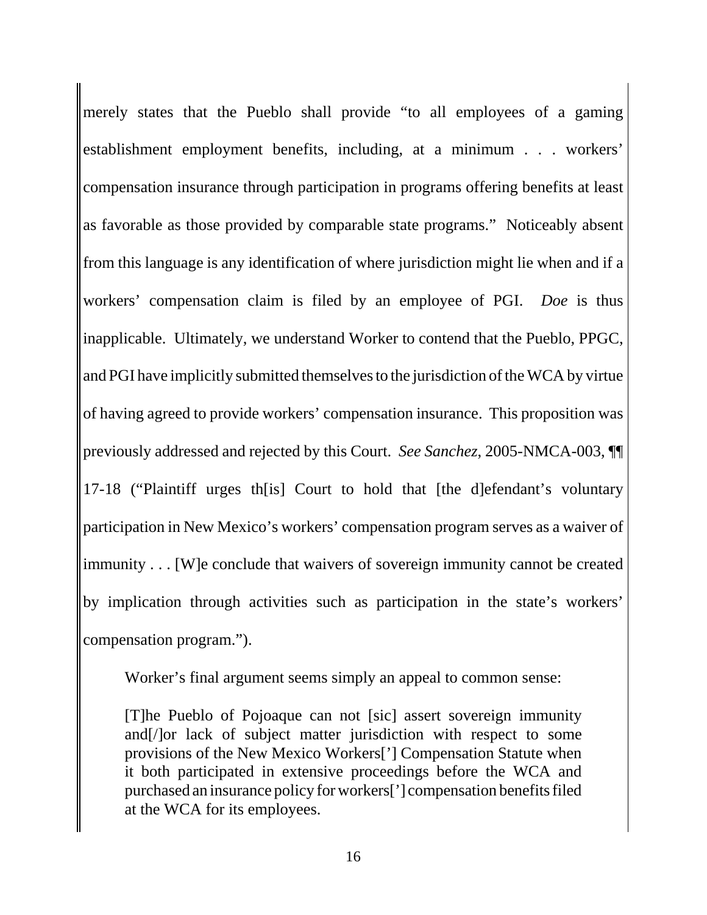merely states that the Pueblo shall provide "to all employees of a gaming establishment employment benefits, including, at a minimum . . . workers' compensation insurance through participation in programs offering benefits at least as favorable as those provided by comparable state programs." Noticeably absent from this language is any identification of where jurisdiction might lie when and if a workers' compensation claim is filed by an employee of PGI. *Doe* is thus inapplicable. Ultimately, we understand Worker to contend that the Pueblo, PPGC, and PGI have implicitly submitted themselves to the jurisdiction of the WCA by virtue of having agreed to provide workers' compensation insurance. This proposition was previously addressed and rejected by this Court. *See Sanchez*, 2005-NMCA-003, ¶¶ 17-18 ("Plaintiff urges th[is] Court to hold that [the d]efendant's voluntary participation in New Mexico's workers' compensation program serves as a waiver of immunity . . . [W]e conclude that waivers of sovereign immunity cannot be created by implication through activities such as participation in the state's workers' compensation program.").

Worker's final argument seems simply an appeal to common sense:

> [T]he Pueblo of Pojoaque can not [sic] assert sovereign immunity and[/]or lack of subject matter jurisdiction with respect to some provisions of the New Mexico Workers['] Compensation Statute when it both participated in extensive proceedings before the WCA and purchased an insurance policy for workers['] compensation benefits filed at the WCA for its employees.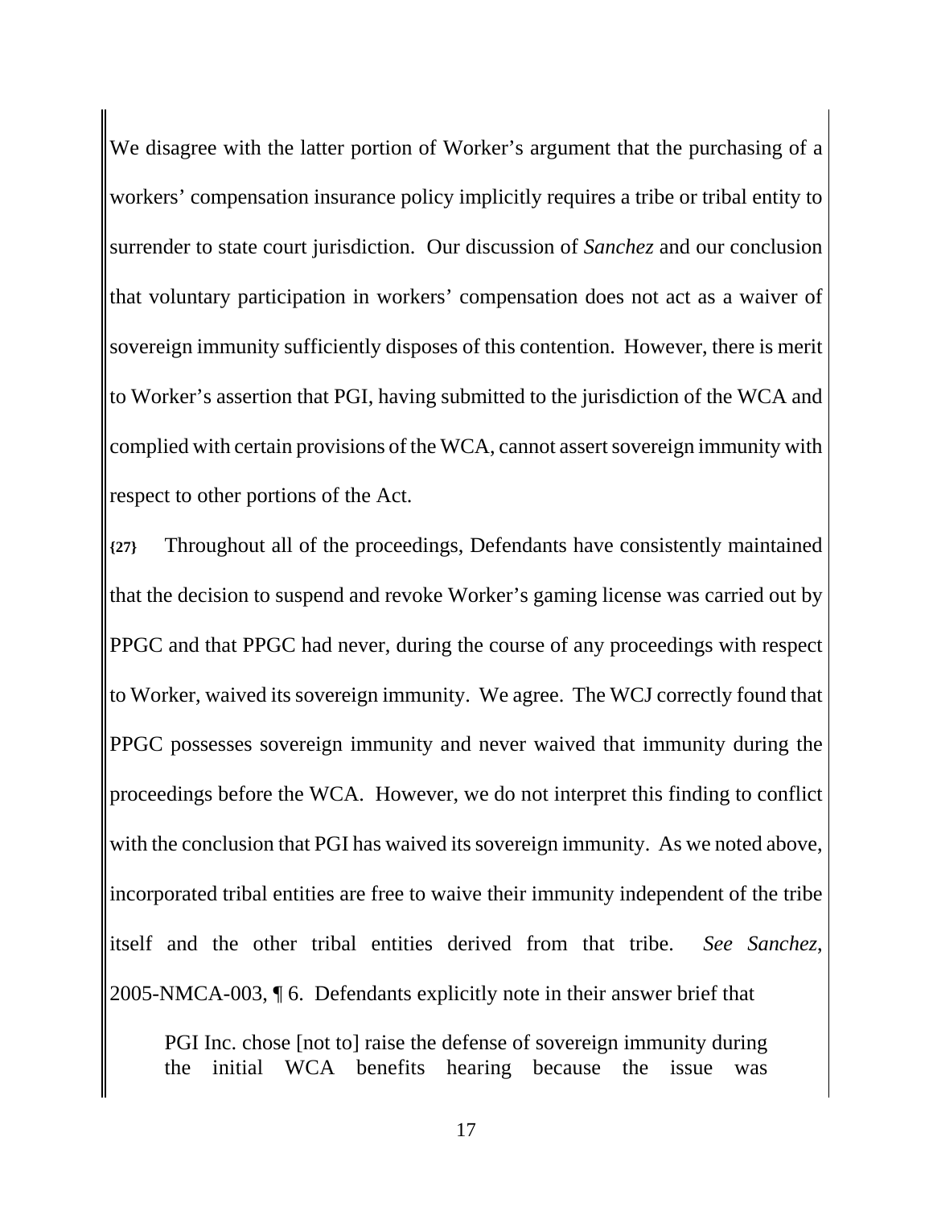We disagree with the latter portion of Worker's argument that the purchasing of a workers' compensation insurance policy implicitly requires a tribe or tribal entity to surrender to state court jurisdiction. Our discussion of *Sanchez* and our conclusion that voluntary participation in workers' compensation does not act as a waiver of sovereign immunity sufficiently disposes of this contention. However, there is merit to Worker's assertion that PGI, having submitted to the jurisdiction of the WCA and complied with certain provisions of the WCA, cannot assert sovereign immunity with respect to other portions of the Act.

**{27}** Throughout all of the proceedings, Defendants have consistently maintained that the decision to suspend and revoke Worker's gaming license was carried out by PPGC and that PPGC had never, during the course of any proceedings with respect to Worker, waived its sovereign immunity. We agree. The WCJ correctly found that PPGC possesses sovereign immunity and never waived that immunity during the proceedings before the WCA. However, we do not interpret this finding to conflict with the conclusion that PGI has waived its sovereign immunity. As we noted above, incorporated tribal entities are free to waive their immunity independent of the tribe itself and the other tribal entities derived from that tribe. *See Sanchez*, 2005-NMCA-003, ¶ 6. Defendants explicitly note in their answer brief that

> PGI Inc. chose [not to] raise the defense of sovereign immunity during the initial WCA benefits hearing because the issue was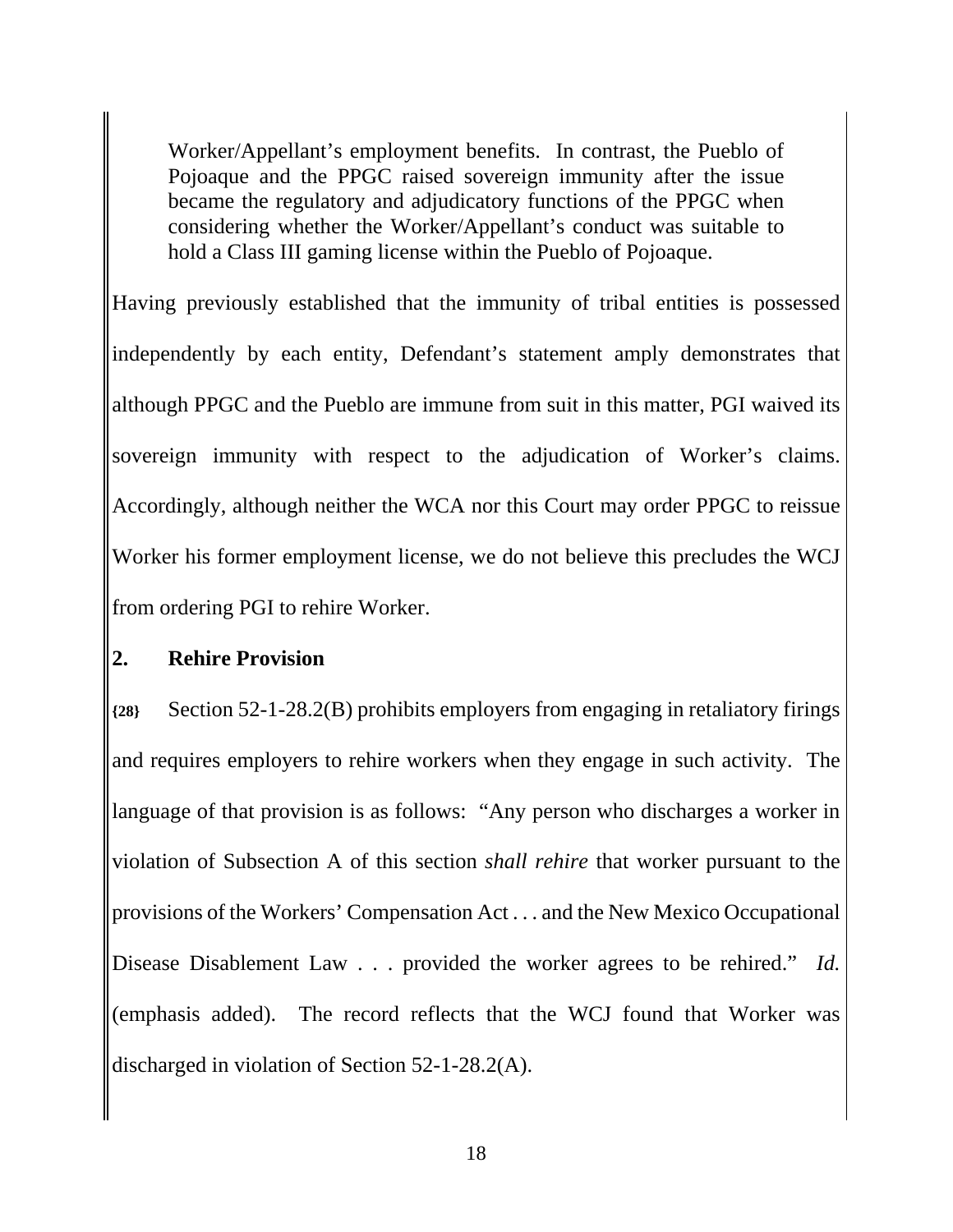> Worker/Appellant's employment benefits. In contrast, the Pueblo of Pojoaque and the PPGC raised sovereign immunity after the issue became the regulatory and adjudicatory functions of the PPGC when considering whether the Worker/Appellant's conduct was suitable to hold a Class III gaming license within the Pueblo of Pojoaque.

Having previously established that the immunity of tribal entities is possessed independently by each entity, Defendant's statement amply demonstrates that although PPGC and the Pueblo are immune from suit in this matter, PGI waived its sovereign immunity with respect to the adjudication of Worker's claims. Accordingly, although neither the WCA nor this Court may order PPGC to reissue Worker his former employment license, we do not believe this precludes the WCJ from ordering PGI to rehire Worker.

**2. Rehire Provision**

**{28}** Section 52-1-28.2(B) prohibits employers from engaging in retaliatory firings and requires employers to rehire workers when they engage in such activity. The language of that provision is as follows: "Any person who discharges a worker in violation of Subsection A of this section *shall rehire* that worker pursuant to the provisions of the Workers' Compensation Act . . . and the New Mexico Occupational Disease Disablement Law . . . provided the worker agrees to be rehired." *Id.* (emphasis added). The record reflects that the WCJ found that Worker was discharged in violation of Section 52-1-28.2(A).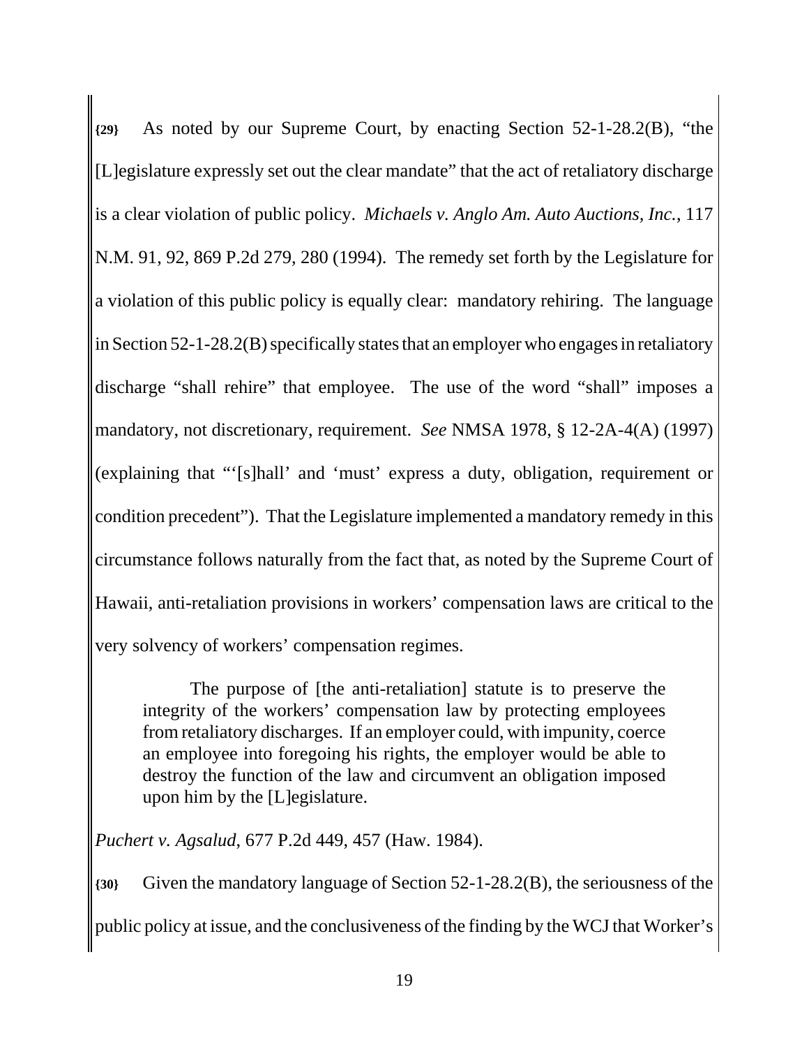{29} As noted by our Supreme Court, by enacting Section 52-1-28.2(B), "the [L]egislature expressly set out the clear mandate" that the act of retaliatory discharge is a clear violation of public policy. *Michaels v. Anglo Am. Auto Auctions, Inc.*, 117 N.M. 91, 92, 869 P.2d 279, 280 (1994). The remedy set forth by the Legislature for a violation of this public policy is equally clear: mandatory rehiring. The language in Section 52-1-28.2(B) specifically states that an employer who engages in retaliatory discharge "shall rehire" that employee. The use of the word "shall" imposes a mandatory, not discretionary, requirement. *See* NMSA 1978, § 12-2A-4(A) (1997) (explaining that "'[s]hall' and 'must' express a duty, obligation, requirement or condition precedent"). That the Legislature implemented a mandatory remedy in this circumstance follows naturally from the fact that, as noted by the Supreme Court of Hawaii, anti-retaliation provisions in workers' compensation laws are critical to the very solvency of workers' compensation regimes.

> The purpose of [the anti-retaliation] statute is to preserve the integrity of the workers' compensation law by protecting employees from retaliatory discharges. If an employer could, with impunity, coerce an employee into foregoing his rights, the employer would be able to destroy the function of the law and circumvent an obligation imposed upon him by the [L]egislature.

*Puchert v. Agsalud*, 677 P.2d 449, 457 (Haw. 1984).

{30} Given the mandatory language of Section 52-1-28.2(B), the seriousness of the public policy at issue, and the conclusiveness of the finding by the WCJ that Worker's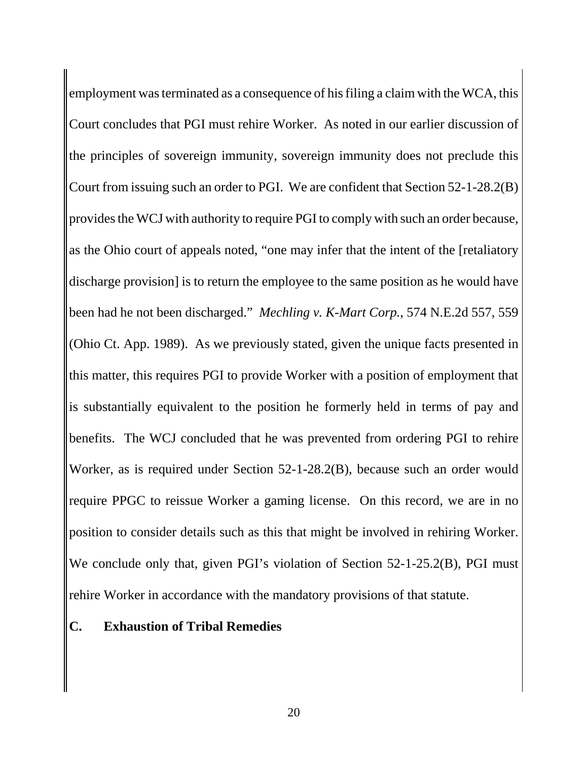employment was terminated as a consequence of his filing a claim with the WCA, this Court concludes that PGI must rehire Worker. As noted in our earlier discussion of the principles of sovereign immunity, sovereign immunity does not preclude this Court from issuing such an order to PGI. We are confident that Section 52-1-28.2(B) provides the WCJ with authority to require PGI to comply with such an order because, as the Ohio court of appeals noted, "one may infer that the intent of the [retaliatory discharge provision] is to return the employee to the same position as he would have been had he not been discharged." *Mechling v. K-Mart Corp.*, 574 N.E.2d 557, 559 (Ohio Ct. App. 1989). As we previously stated, given the unique facts presented in this matter, this requires PGI to provide Worker with a position of employment that is substantially equivalent to the position he formerly held in terms of pay and benefits. The WCJ concluded that he was prevented from ordering PGI to rehire Worker, as is required under Section 52-1-28.2(B), because such an order would require PPGC to reissue Worker a gaming license. On this record, we are in no position to consider details such as this that might be involved in rehiring Worker. We conclude only that, given PGI's violation of Section 52-1-25.2(B), PGI must rehire Worker in accordance with the mandatory provisions of that statute.

### C. Exhaustion of Tribal Remedies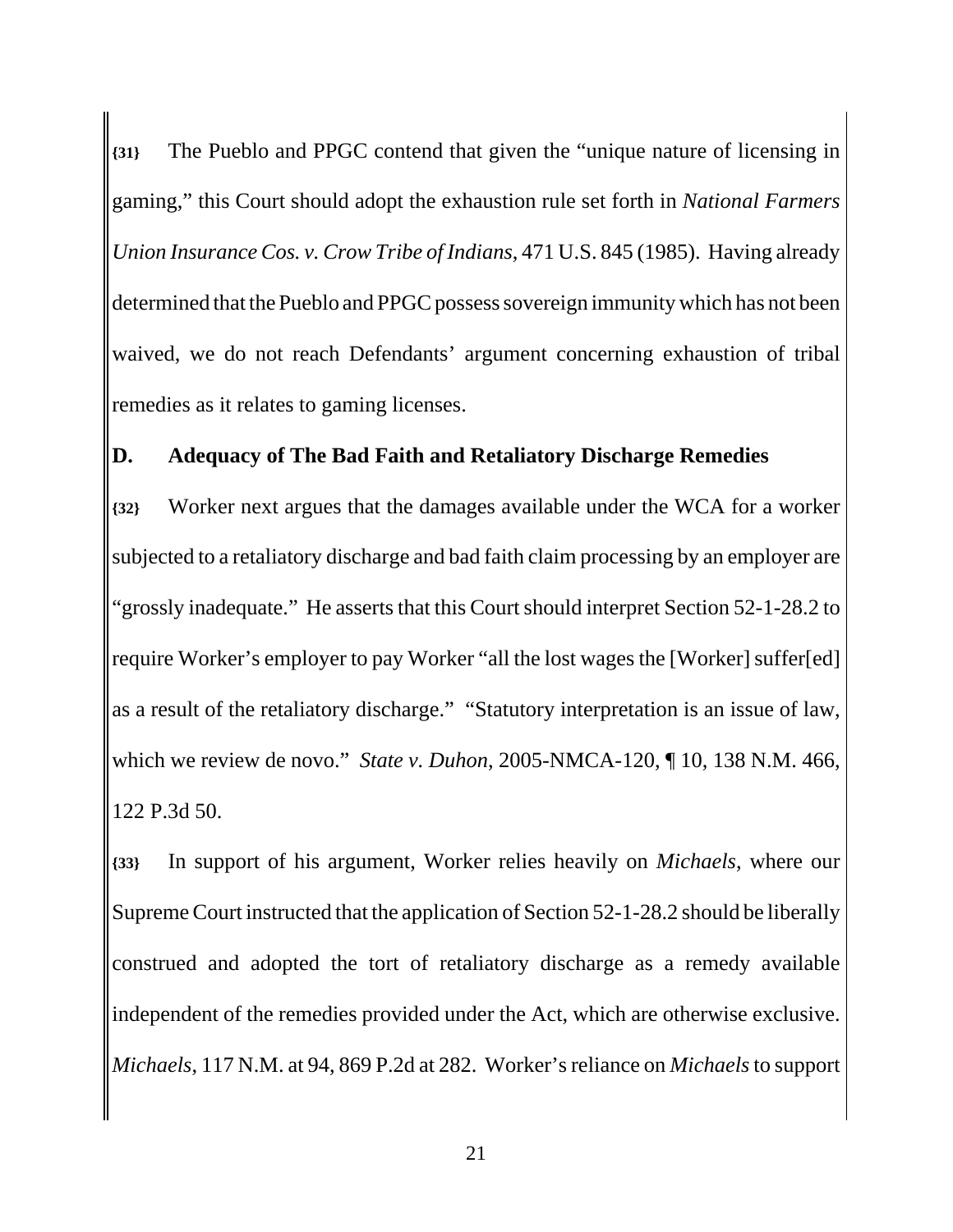**{31}** The Pueblo and PPGC contend that given the "unique nature of licensing in gaming," this Court should adopt the exhaustion rule set forth in *National Farmers Union Insurance Cos. v. Crow Tribe of Indians*, 471 U.S. 845 (1985). Having already determined that the Pueblo and PPGC possess sovereign immunity which has not been waived, we do not reach Defendants' argument concerning exhaustion of tribal remedies as it relates to gaming licenses.

### D. Adequacy of The Bad Faith and Retaliatory Discharge Remedies

**{32}** Worker next argues that the damages available under the WCA for a worker subjected to a retaliatory discharge and bad faith claim processing by an employer are "grossly inadequate." He asserts that this Court should interpret Section 52-1-28.2 to require Worker's employer to pay Worker "all the lost wages the [Worker] suffer[ed] as a result of the retaliatory discharge." "Statutory interpretation is an issue of law, which we review de novo." *State v. Duhon*, 2005-NMCA-120, ¶ 10, 138 N.M. 466, 122 P.3d 50.

**{33}** In support of his argument, Worker relies heavily on *Michaels*, where our Supreme Court instructed that the application of Section 52-1-28.2 should be liberally construed and adopted the tort of retaliatory discharge as a remedy available independent of the remedies provided under the Act, which are otherwise exclusive. *Michaels*, 117 N.M. at 94, 869 P.2d at 282. Worker's reliance on *Michaels* to support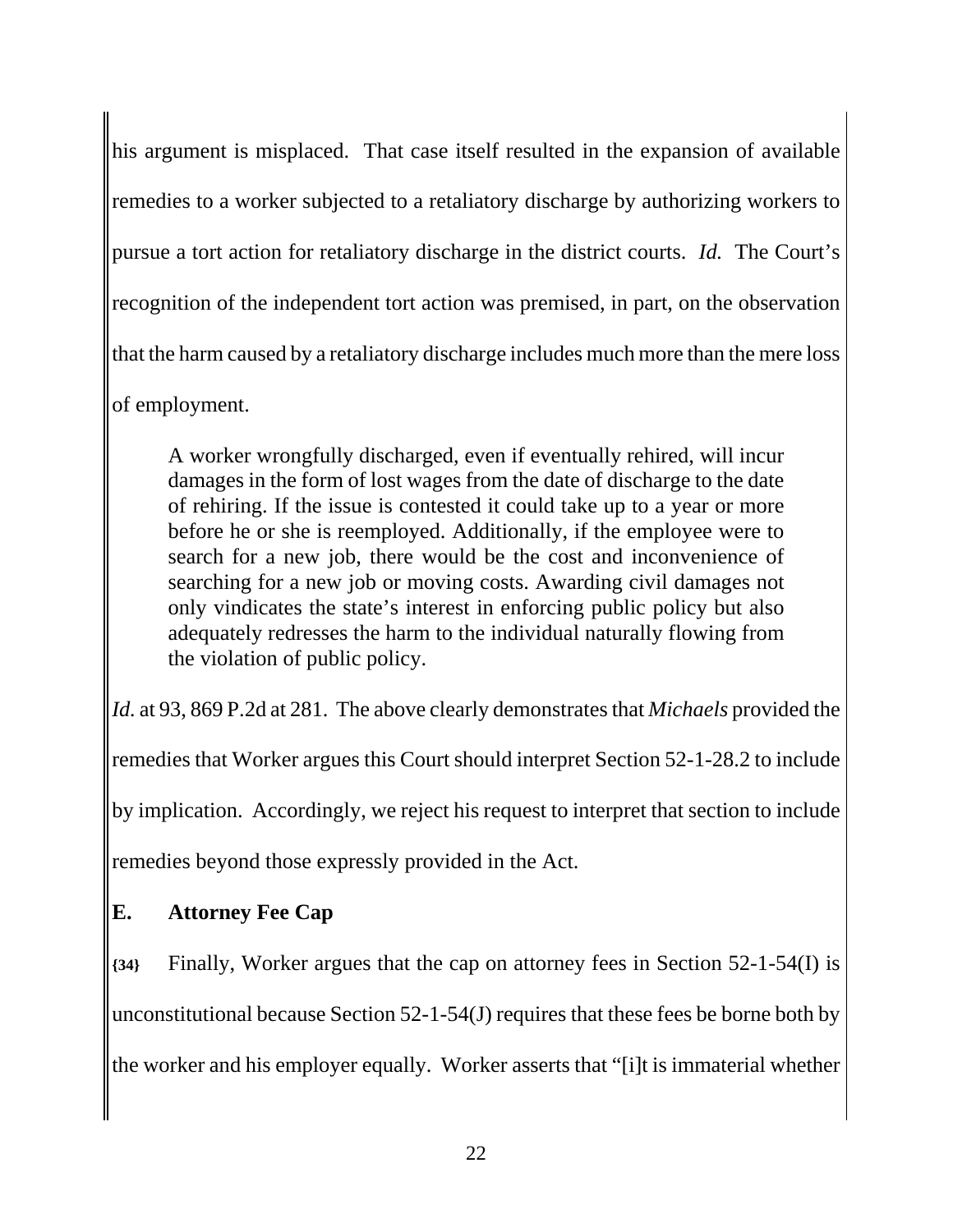his argument is misplaced. That case itself resulted in the expansion of available remedies to a worker subjected to a retaliatory discharge by authorizing workers to pursue a tort action for retaliatory discharge in the district courts. *Id.* The Court's recognition of the independent tort action was premised, in part, on the observation that the harm caused by a retaliatory discharge includes much more than the mere loss of employment.

> A worker wrongfully discharged, even if eventually rehired, will incur damages in the form of lost wages from the date of discharge to the date of rehiring. If the issue is contested it could take up to a year or more before he or she is reemployed. Additionally, if the employee were to search for a new job, there would be the cost and inconvenience of searching for a new job or moving costs. Awarding civil damages not only vindicates the state's interest in enforcing public policy but also adequately redresses the harm to the individual naturally flowing from the violation of public policy.

*Id.* at 93, 869 P.2d at 281. The above clearly demonstrates that *Michaels* provided the remedies that Worker argues this Court should interpret Section 52-1-28.2 to include by implication. Accordingly, we reject his request to interpret that section to include remedies beyond those expressly provided in the Act.

## E. Attorney Fee Cap

**{34}** Finally, Worker argues that the cap on attorney fees in Section 52-1-54(I) is unconstitutional because Section 52-1-54(J) requires that these fees be borne both by the worker and his employer equally. Worker asserts that "[i]t is immaterial whether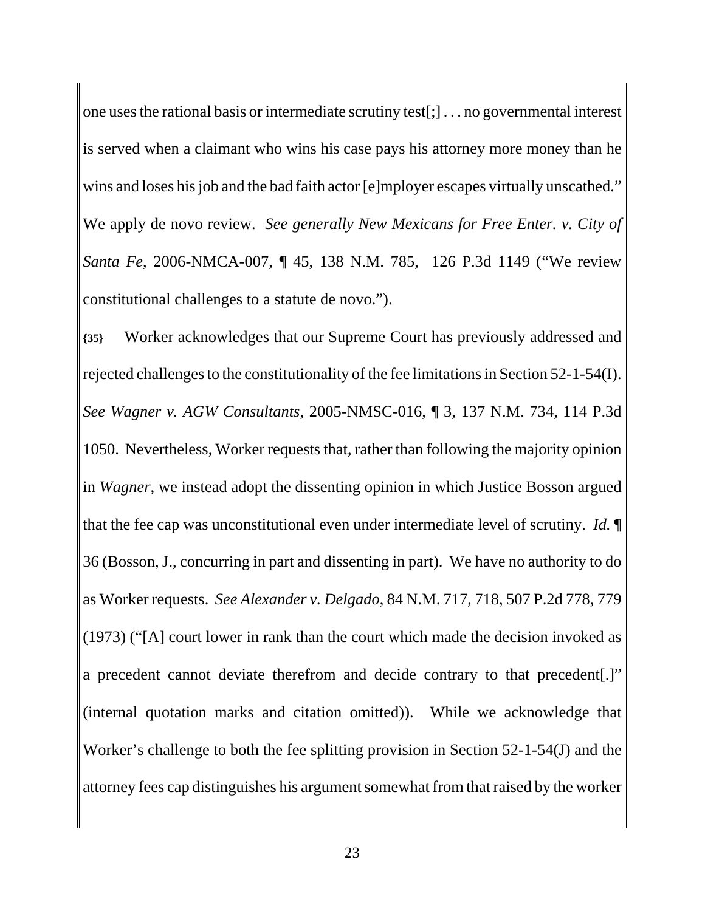one uses the rational basis or intermediate scrutiny test[;] . . . no governmental interest is served when a claimant who wins his case pays his attorney more money than he wins and loses his job and the bad faith actor [e]mployer escapes virtually unscathed." We apply de novo review. *See generally New Mexicans for Free Enter. v. City of Santa Fe*, 2006-NMCA-007, ¶ 45, 138 N.M. 785, 126 P.3d 1149 ("We review constitutional challenges to a statute de novo.").

**{35}** Worker acknowledges that our Supreme Court has previously addressed and rejected challenges to the constitutionality of the fee limitations in Section 52-1-54(I). *See Wagner v. AGW Consultants*, 2005-NMSC-016, ¶ 3, 137 N.M. 734, 114 P.3d 1050. Nevertheless, Worker requests that, rather than following the majority opinion in *Wagner*, we instead adopt the dissenting opinion in which Justice Bosson argued that the fee cap was unconstitutional even under intermediate level of scrutiny. *Id.* ¶ 36 (Bosson, J., concurring in part and dissenting in part). We have no authority to do as Worker requests. *See Alexander v. Delgado*, 84 N.M. 717, 718, 507 P.2d 778, 779 (1973) ("[A] court lower in rank than the court which made the decision invoked as a precedent cannot deviate therefrom and decide contrary to that precedent[.]" (internal quotation marks and citation omitted)). While we acknowledge that Worker's challenge to both the fee splitting provision in Section 52-1-54(J) and the attorney fees cap distinguishes his argument somewhat from that raised by the worker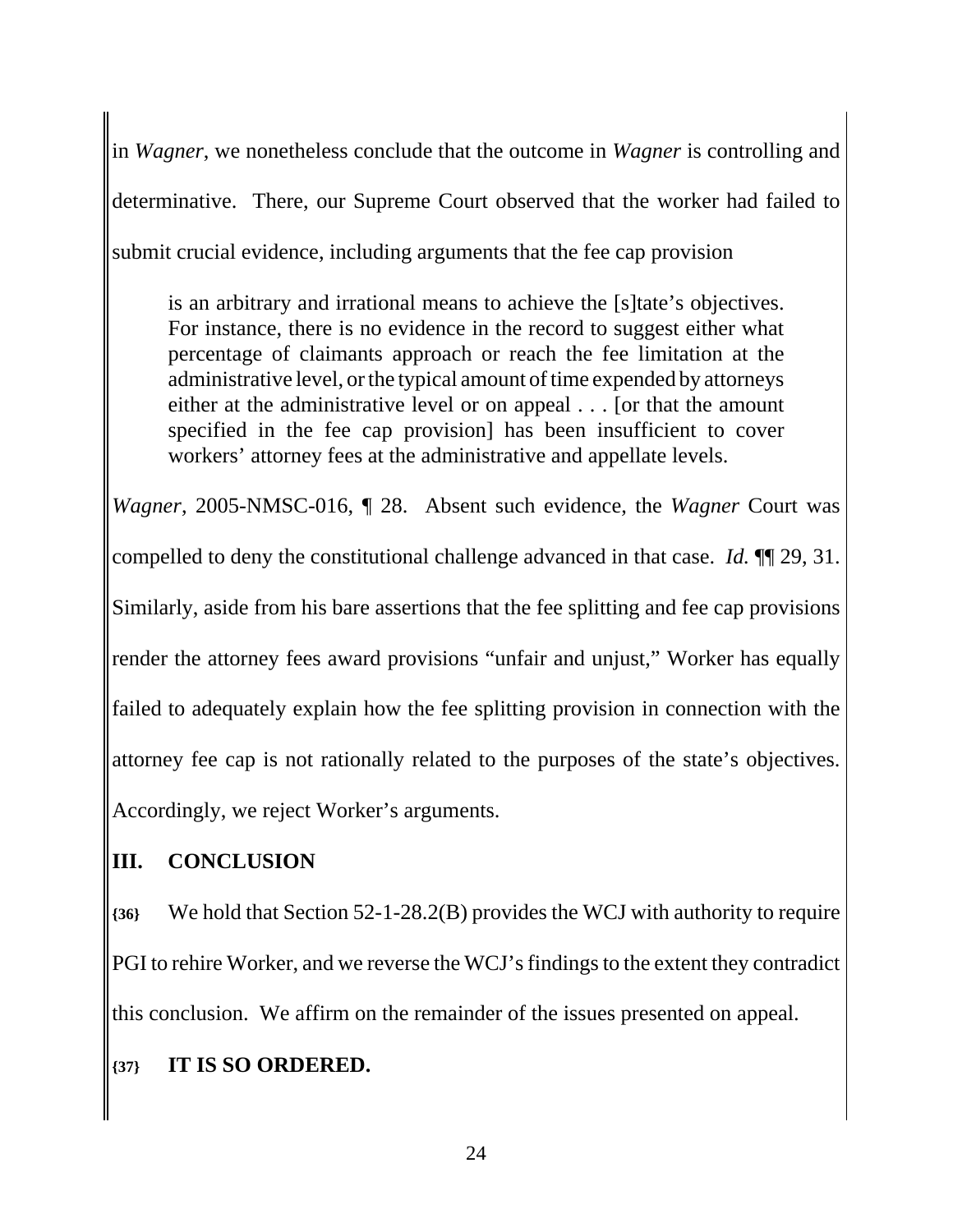in *Wagner*, we nonetheless conclude that the outcome in *Wagner* is controlling and determinative. There, our Supreme Court observed that the worker had failed to submit crucial evidence, including arguments that the fee cap provision

> is an arbitrary and irrational means to achieve the [s]tate's objectives. For instance, there is no evidence in the record to suggest either what percentage of claimants approach or reach the fee limitation at the administrative level, or the typical amount of time expended by attorneys either at the administrative level or on appeal . . . [or that the amount specified in the fee cap provision] has been insufficient to cover workers' attorney fees at the administrative and appellate levels.

*Wagner*, 2005-NMSC-016, ¶ 28. Absent such evidence, the *Wagner* Court was compelled to deny the constitutional challenge advanced in that case. *Id.* ¶¶ 29, 31. Similarly, aside from his bare assertions that the fee splitting and fee cap provisions render the attorney fees award provisions "unfair and unjust," Worker has equally failed to adequately explain how the fee splitting provision in connection with the attorney fee cap is not rationally related to the purposes of the state's objectives. Accordingly, we reject Worker's arguments.

## III. CONCLUSION

**{36}** We hold that Section 52-1-28.2(B) provides the WCJ with authority to require PGI to rehire Worker, and we reverse the WCJ's findings to the extent they contradict this conclusion. We affirm on the remainder of the issues presented on appeal.

**{37}** **IT IS SO ORDERED.**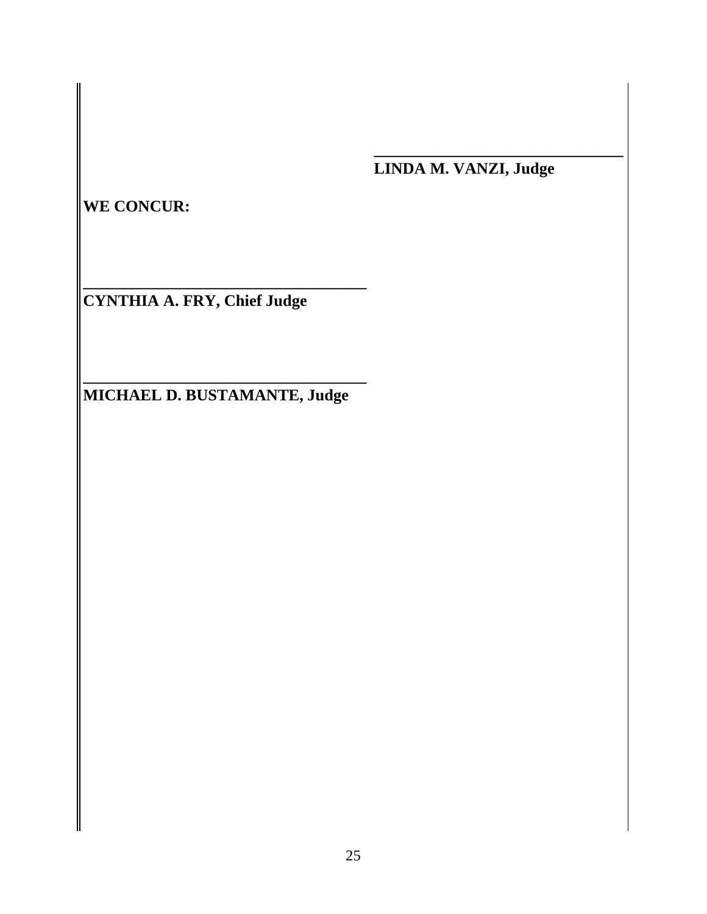**LINDA M. VANZI, Judge**

**WE CONCUR:**

**CYNTHIA A. FRY, Chief Judge**

**MICHAEL D. BUSTAMANTE, Judge**